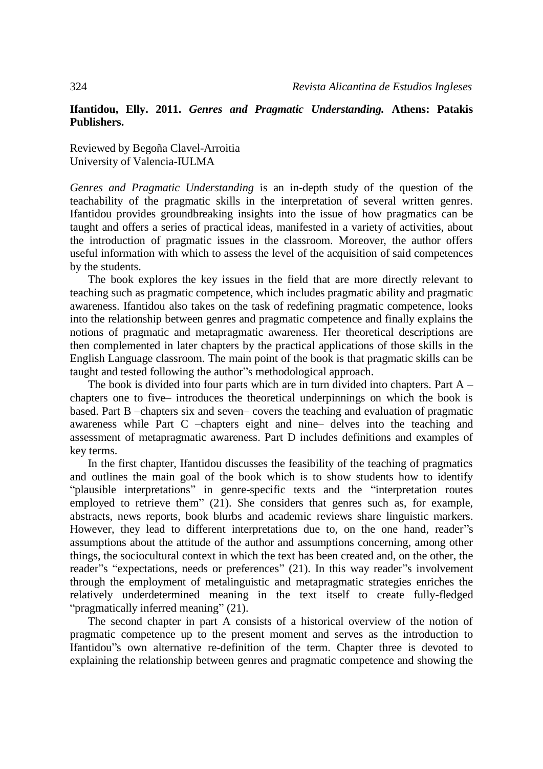**Ifantidou, Elly. 2011. *Genres and Pragmatic Understanding.* Athens: Patakis Publishers.**

Reviewed by Begoña Clavel-Arroitia
University of Valencia-IULMA

*Genres and Pragmatic Understanding* is an in-depth study of the question of the teachability of the pragmatic skills in the interpretation of several written genres. Ifantidou provides groundbreaking insights into the issue of how pragmatics can be taught and offers a series of practical ideas, manifested in a variety of activities, about the introduction of pragmatic issues in the classroom. Moreover, the author offers useful information with which to assess the level of the acquisition of said competences by the students.

The book explores the key issues in the field that are more directly relevant to teaching such as pragmatic competence, which includes pragmatic ability and pragmatic awareness. Ifantidou also takes on the task of redefining pragmatic competence, looks into the relationship between genres and pragmatic competence and finally explains the notions of pragmatic and metapragmatic awareness. Her theoretical descriptions are then complemented in later chapters by the practical applications of those skills in the English Language classroom. The main point of the book is that pragmatic skills can be taught and tested following the author"s methodological approach.

The book is divided into four parts which are in turn divided into chapters. Part A –chapters one to five– introduces the theoretical underpinnings on which the book is based. Part B –chapters six and seven– covers the teaching and evaluation of pragmatic awareness while Part C –chapters eight and nine– delves into the teaching and assessment of metapragmatic awareness. Part D includes definitions and examples of key terms.

In the first chapter, Ifantidou discusses the feasibility of the teaching of pragmatics and outlines the main goal of the book which is to show students how to identify "plausible interpretations" in genre-specific texts and the "interpretation routes employed to retrieve them" (21). She considers that genres such as, for example, abstracts, news reports, book blurbs and academic reviews share linguistic markers. However, they lead to different interpretations due to, on the one hand, reader"s assumptions about the attitude of the author and assumptions concerning, among other things, the sociocultural context in which the text has been created and, on the other, the reader"s "expectations, needs or preferences" (21). In this way reader"s involvement through the employment of metalinguistic and metapragmatic strategies enriches the relatively underdetermined meaning in the text itself to create fully-fledged "pragmatically inferred meaning" (21).

The second chapter in part A consists of a historical overview of the notion of pragmatic competence up to the present moment and serves as the introduction to Ifantidou"s own alternative re-definition of the term. Chapter three is devoted to explaining the relationship between genres and pragmatic competence and showing the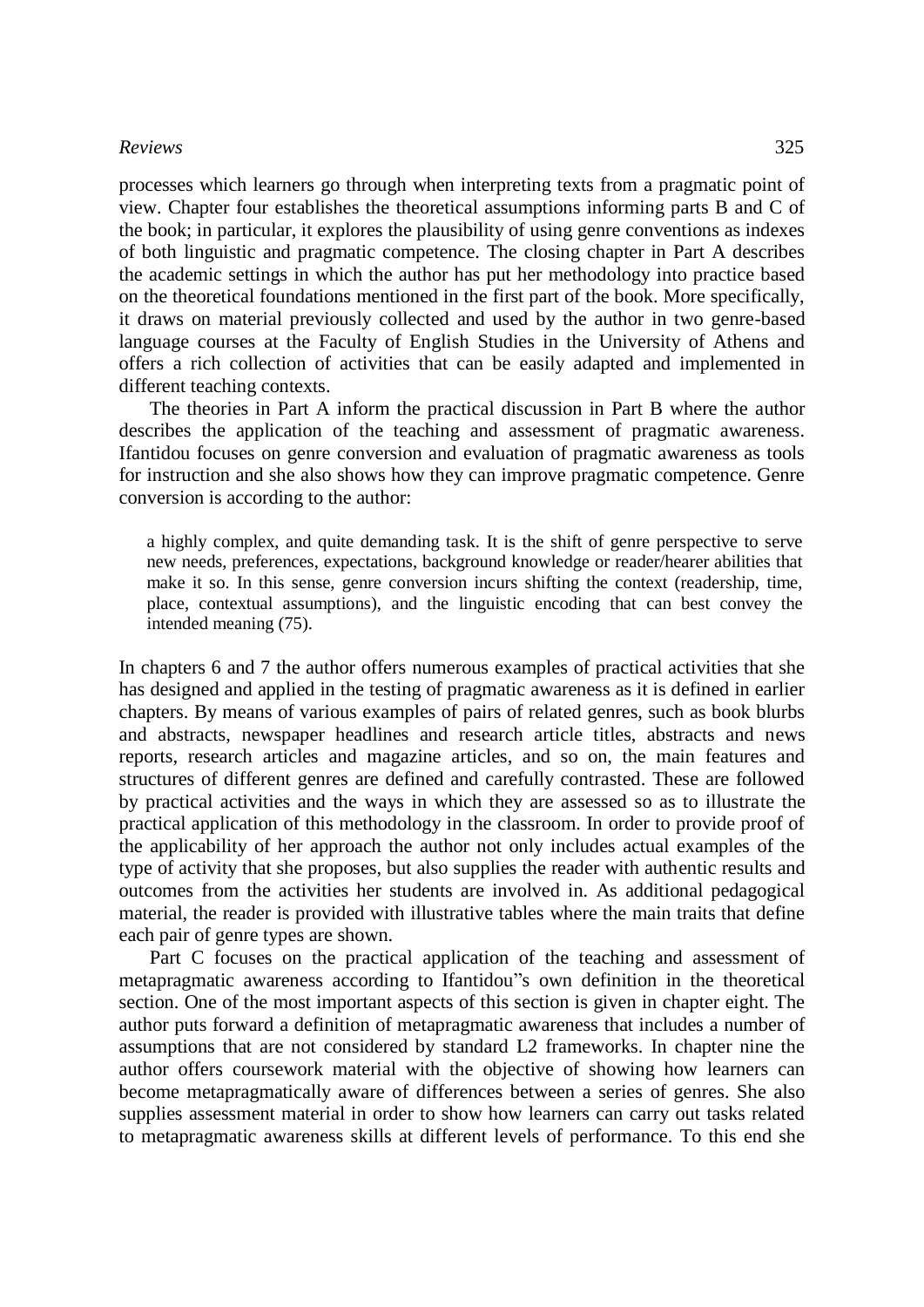processes which learners go through when interpreting texts from a pragmatic point of view. Chapter four establishes the theoretical assumptions informing parts B and C of the book; in particular, it explores the plausibility of using genre conventions as indexes of both linguistic and pragmatic competence. The closing chapter in Part A describes the academic settings in which the author has put her methodology into practice based on the theoretical foundations mentioned in the first part of the book. More specifically, it draws on material previously collected and used by the author in two genre-based language courses at the Faculty of English Studies in the University of Athens and offers a rich collection of activities that can be easily adapted and implemented in different teaching contexts.

The theories in Part A inform the practical discussion in Part B where the author describes the application of the teaching and assessment of pragmatic awareness. Ifantidou focuses on genre conversion and evaluation of pragmatic awareness as tools for instruction and she also shows how they can improve pragmatic competence. Genre conversion is according to the author:

> a highly complex, and quite demanding task. It is the shift of genre perspective to serve new needs, preferences, expectations, background knowledge or reader/hearer abilities that make it so. In this sense, genre conversion incurs shifting the context (readership, time, place, contextual assumptions), and the linguistic encoding that can best convey the intended meaning (75).

In chapters 6 and 7 the author offers numerous examples of practical activities that she has designed and applied in the testing of pragmatic awareness as it is defined in earlier chapters. By means of various examples of pairs of related genres, such as book blurbs and abstracts, newspaper headlines and research article titles, abstracts and news reports, research articles and magazine articles, and so on, the main features and structures of different genres are defined and carefully contrasted. These are followed by practical activities and the ways in which they are assessed so as to illustrate the practical application of this methodology in the classroom. In order to provide proof of the applicability of her approach the author not only includes actual examples of the type of activity that she proposes, but also supplies the reader with authentic results and outcomes from the activities her students are involved in. As additional pedagogical material, the reader is provided with illustrative tables where the main traits that define each pair of genre types are shown.

Part C focuses on the practical application of the teaching and assessment of metapragmatic awareness according to Ifantidou"s own definition in the theoretical section. One of the most important aspects of this section is given in chapter eight. The author puts forward a definition of metapragmatic awareness that includes a number of assumptions that are not considered by standard L2 frameworks. In chapter nine the author offers coursework material with the objective of showing how learners can become metapragmatically aware of differences between a series of genres. She also supplies assessment material in order to show how learners can carry out tasks related to metapragmatic awareness skills at different levels of performance. To this end she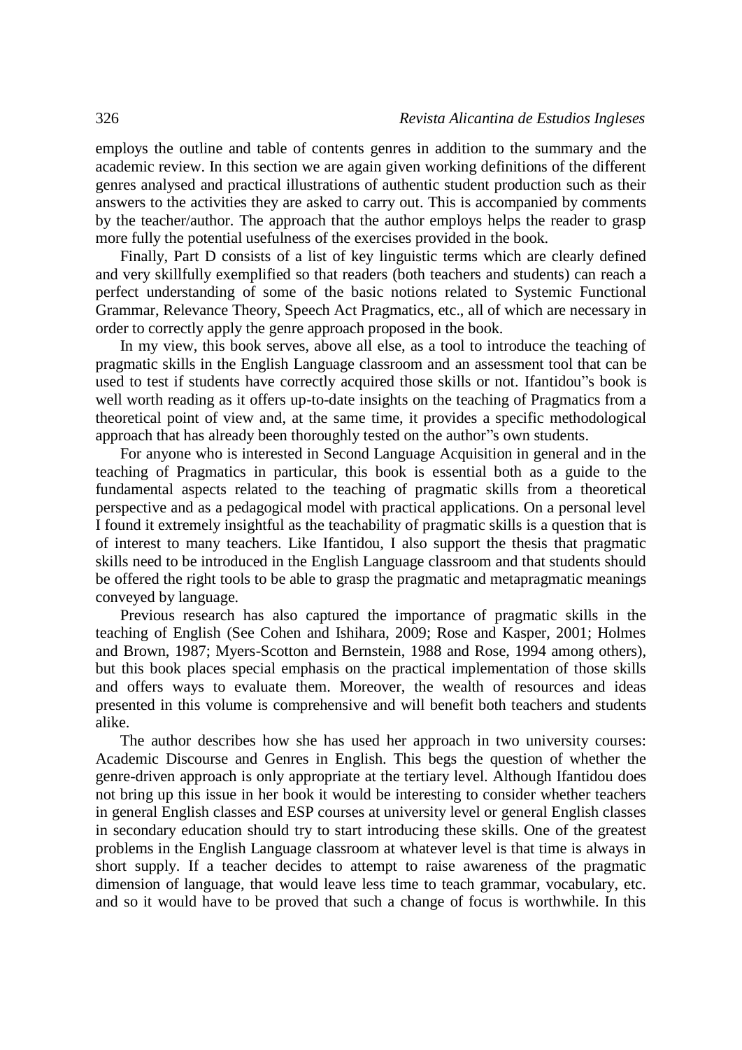employs the outline and table of contents genres in addition to the summary and the academic review. In this section we are again given working definitions of the different genres analysed and practical illustrations of authentic student production such as their answers to the activities they are asked to carry out. This is accompanied by comments by the teacher/author. The approach that the author employs helps the reader to grasp more fully the potential usefulness of the exercises provided in the book.

Finally, Part D consists of a list of key linguistic terms which are clearly defined and very skillfully exemplified so that readers (both teachers and students) can reach a perfect understanding of some of the basic notions related to Systemic Functional Grammar, Relevance Theory, Speech Act Pragmatics, etc., all of which are necessary in order to correctly apply the genre approach proposed in the book.

In my view, this book serves, above all else, as a tool to introduce the teaching of pragmatic skills in the English Language classroom and an assessment tool that can be used to test if students have correctly acquired those skills or not. Ifantidou"s book is well worth reading as it offers up-to-date insights on the teaching of Pragmatics from a theoretical point of view and, at the same time, it provides a specific methodological approach that has already been thoroughly tested on the author"s own students.

For anyone who is interested in Second Language Acquisition in general and in the teaching of Pragmatics in particular, this book is essential both as a guide to the fundamental aspects related to the teaching of pragmatic skills from a theoretical perspective and as a pedagogical model with practical applications. On a personal level I found it extremely insightful as the teachability of pragmatic skills is a question that is of interest to many teachers. Like Ifantidou, I also support the thesis that pragmatic skills need to be introduced in the English Language classroom and that students should be offered the right tools to be able to grasp the pragmatic and metapragmatic meanings conveyed by language.

Previous research has also captured the importance of pragmatic skills in the teaching of English (See Cohen and Ishihara, 2009; Rose and Kasper, 2001; Holmes and Brown, 1987; Myers-Scotton and Bernstein, 1988 and Rose, 1994 among others), but this book places special emphasis on the practical implementation of those skills and offers ways to evaluate them. Moreover, the wealth of resources and ideas presented in this volume is comprehensive and will benefit both teachers and students alike.

The author describes how she has used her approach in two university courses: Academic Discourse and Genres in English. This begs the question of whether the genre-driven approach is only appropriate at the tertiary level. Although Ifantidou does not bring up this issue in her book it would be interesting to consider whether teachers in general English classes and ESP courses at university level or general English classes in secondary education should try to start introducing these skills. One of the greatest problems in the English Language classroom at whatever level is that time is always in short supply. If a teacher decides to attempt to raise awareness of the pragmatic dimension of language, that would leave less time to teach grammar, vocabulary, etc. and so it would have to be proved that such a change of focus is worthwhile. In this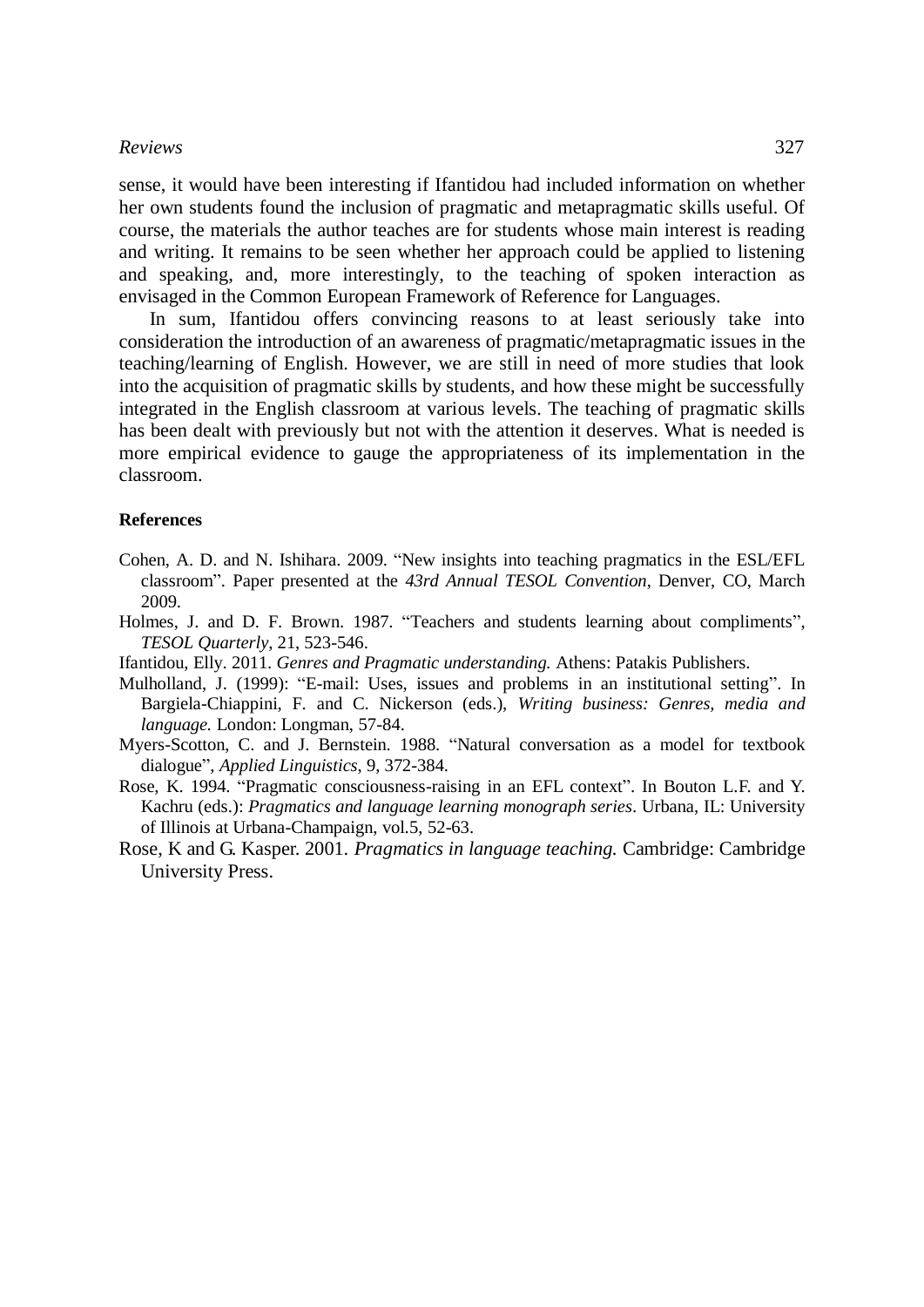sense, it would have been interesting if Ifantidou had included information on whether her own students found the inclusion of pragmatic and metapragmatic skills useful. Of course, the materials the author teaches are for students whose main interest is reading and writing. It remains to be seen whether her approach could be applied to listening and speaking, and, more interestingly, to the teaching of spoken interaction as envisaged in the Common European Framework of Reference for Languages.

In sum, Ifantidou offers convincing reasons to at least seriously take into consideration the introduction of an awareness of pragmatic/metapragmatic issues in the teaching/learning of English. However, we are still in need of more studies that look into the acquisition of pragmatic skills by students, and how these might be successfully integrated in the English classroom at various levels. The teaching of pragmatic skills has been dealt with previously but not with the attention it deserves. What is needed is more empirical evidence to gauge the appropriateness of its implementation in the classroom.

**References**

Cohen, A. D. and N. Ishihara. 2009. "New insights into teaching pragmatics in the ESL/EFL classroom". Paper presented at the *43rd Annual TESOL Convention*, Denver, CO, March 2009.

Holmes, J. and D. F. Brown. 1987. "Teachers and students learning about compliments", *TESOL Quarterly*, 21, 523-546.

Ifantidou, Elly. 2011. *Genres and Pragmatic understanding.* Athens: Patakis Publishers.

Mulholland, J. (1999): "E-mail: Uses, issues and problems in an institutional setting". In Bargiela-Chiappini, F. and C. Nickerson (eds.), *Writing business: Genres, media and language.* London: Longman, 57-84.

Myers-Scotton, C. and J. Bernstein. 1988. "Natural conversation as a model for textbook dialogue", *Applied Linguistics*, 9, 372-384.

Rose, K. 1994. "Pragmatic consciousness-raising in an EFL context". In Bouton L.F. and Y. Kachru (eds.): *Pragmatics and language learning monograph series*. Urbana, IL: University of Illinois at Urbana-Champaign, vol.5, 52-63.

Rose, K and G. Kasper. 2001. *Pragmatics in language teaching.* Cambridge: Cambridge University Press.